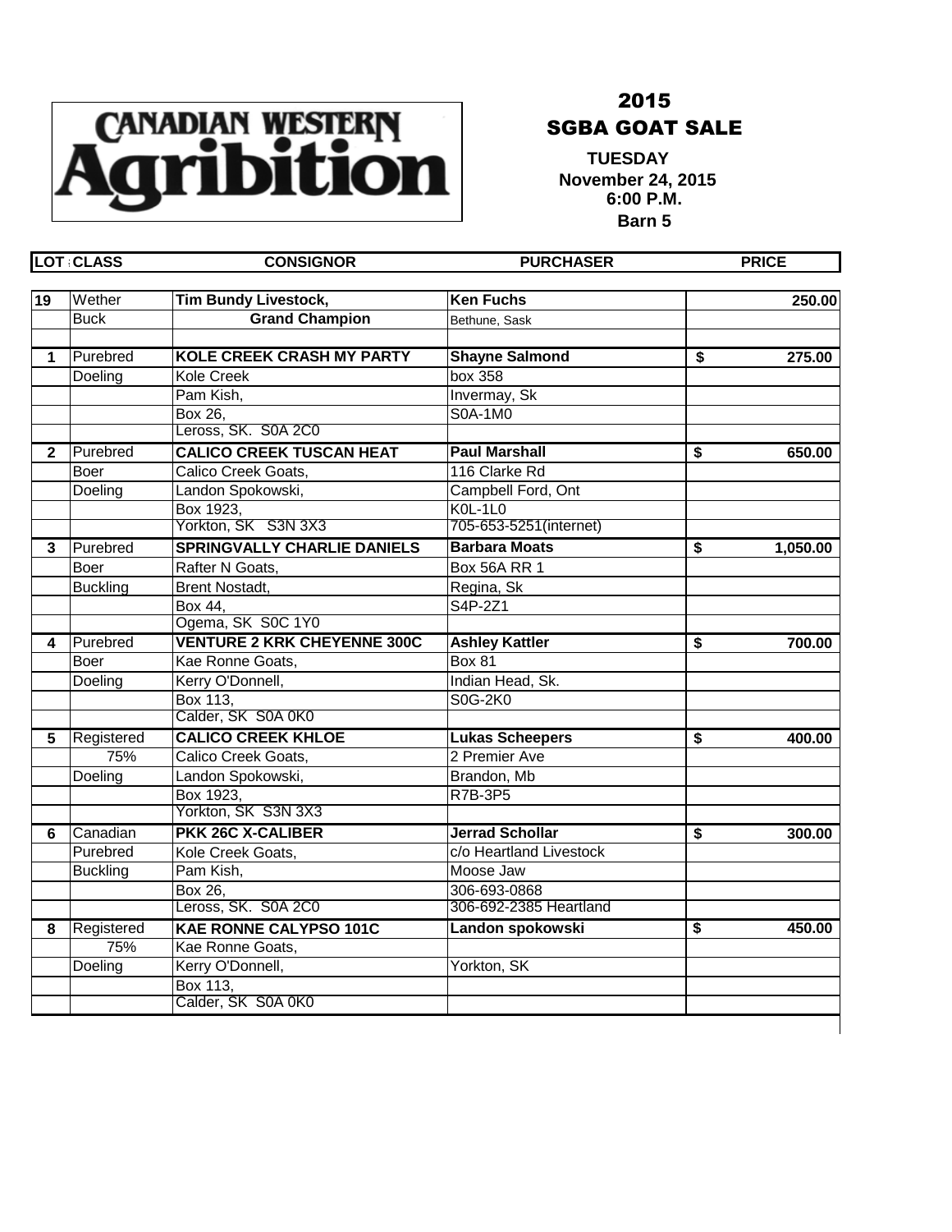Canadian Western Agribition

# 2015
# SGBA GOAT SALE

**TUESDAY**
**November 24, 2015**
**6:00 P.M.**
**Barn 5**

| LOT | CLASS | CONSIGNOR | PURCHASER | PRICE |
|---|---|---|---|---|
| **19** | Wether | **Tim Bundy Livestock,** | **Ken Fuchs** | **250.00** |
| | Buck | **Grand Champion** | Bethune, Sask | |
| | | | | |
| **1** | Purebred | **KOLE CREEK CRASH MY PARTY** | **Shayne Salmond** | **$ 275.00** |
| | Doeling | Kole Creek | box 358 | |
| | | Pam Kish, | Invermay, Sk | |
| | | Box 26, | S0A-1M0 | |
| | | Leross, SK. S0A 2C0 | | |
| **2** | Purebred | **CALICO CREEK TUSCAN HEAT** | **Paul Marshall** | **$ 650.00** |
| | Boer | Calico Creek Goats, | 116 Clarke Rd | |
| | Doeling | Landon Spokowski, | Campbell Ford, Ont | |
| | | Box 1923, | K0L-1L0 | |
| | | Yorkton, SK S3N 3X3 | 705-653-5251(internet) | |
| **3** | Purebred | **SPRINGVALLY CHARLIE DANIELS** | **Barbara Moats** | **$ 1,050.00** |
| | Boer | Rafter N Goats, | Box 56A RR 1 | |
| | Buckling | Brent Nostadt, | Regina, Sk | |
| | | Box 44, | S4P-2Z1 | |
| | | Ogema, SK S0C 1Y0 | | |
| **4** | Purebred | **VENTURE 2 KRK CHEYENNE 300C** | **Ashley Kattler** | **$ 700.00** |
| | Boer | Kae Ronne Goats, | Box 81 | |
| | Doeling | Kerry O'Donnell, | Indian Head, Sk. | |
| | | Box 113, | S0G-2K0 | |
| | | Calder, SK S0A 0K0 | | |
| **5** | Registered | **CALICO CREEK KHLOE** | **Lukas Scheepers** | **$ 400.00** |
| | 75% | Calico Creek Goats, | 2 Premier Ave | |
| | Doeling | Landon Spokowski, | Brandon, Mb | |
| | | Box 1923, | R7B-3P5 | |
| | | Yorkton, SK S3N 3X3 | | |
| **6** | Canadian | **PKK 26C X-CALIBER** | **Jerrad Schollar** | **$ 300.00** |
| | Purebred | Kole Creek Goats, | c/o Heartland Livestock | |
| | Buckling | Pam Kish, | Moose Jaw | |
| | | Box 26, | 306-693-0868 | |
| | | Leross, SK. S0A 2C0 | 306-692-2385 Heartland | |
| **8** | Registered | **KAE RONNE CALYPSO 101C** | **Landon spokowski** | **$ 450.00** |
| | 75% | Kae Ronne Goats, | | |
| | Doeling | Kerry O'Donnell, | Yorkton, SK | |
| | | Box 113, | | |
| | | Calder, SK S0A 0K0 | | |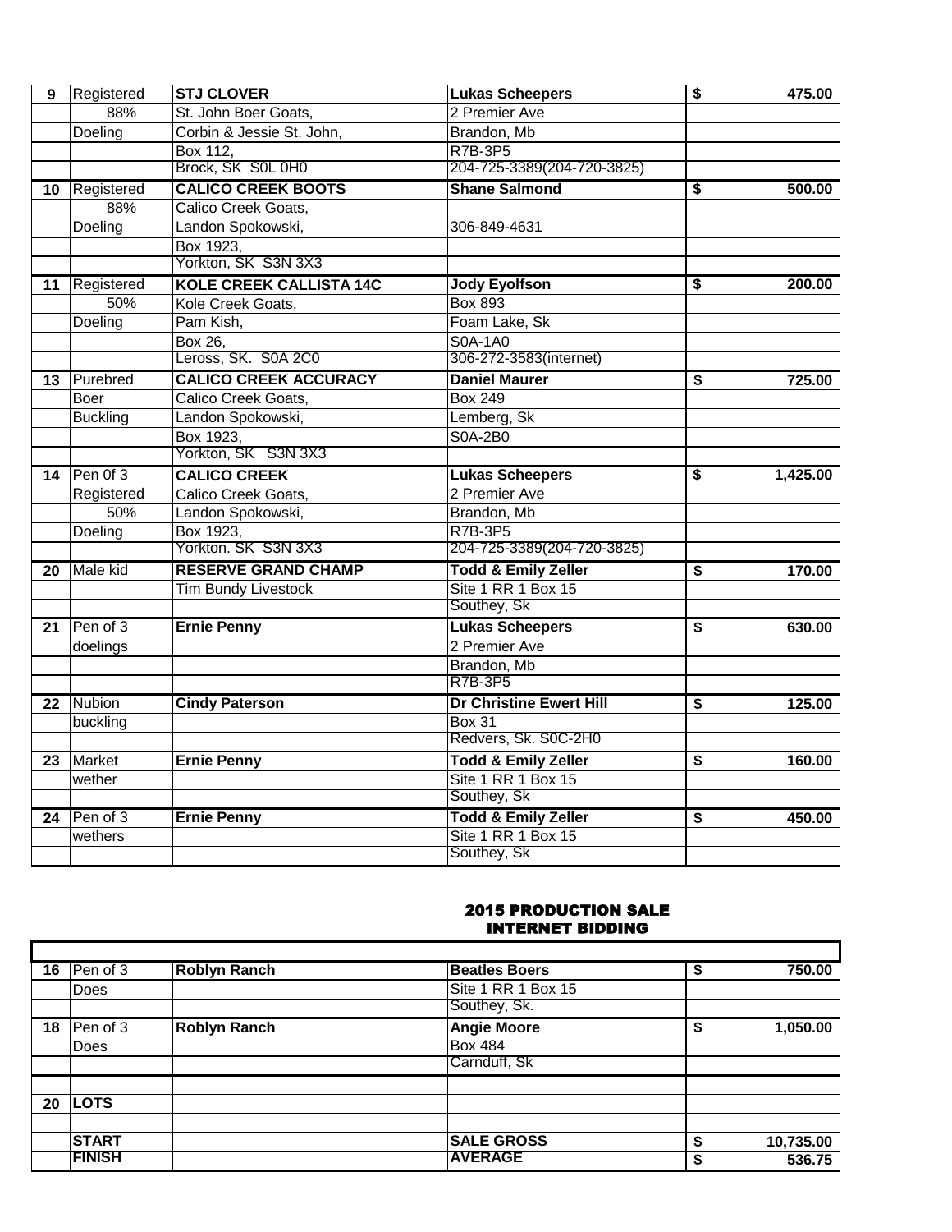| | | | | |
|---|---|---|---|---|
| **9** | Registered | **STJ CLOVER** | **Lukas Scheepers** | **$ 475.00** |
| | 88% | St. John Boer Goats, | 2 Premier Ave | |
| | Doeling | Corbin & Jessie St. John, | Brandon, Mb | |
| | | Box 112, | R7B-3P5 | |
| | | Brock, SK S0L 0H0 | 204-725-3389(204-720-3825) | |
| **10** | Registered | **CALICO CREEK BOOTS** | **Shane Salmond** | **$ 500.00** |
| | 88% | Calico Creek Goats, | | |
| | Doeling | Landon Spokowski, | 306-849-4631 | |
| | | Box 1923, | | |
| | | Yorkton, SK S3N 3X3 | | |
| **11** | Registered | **KOLE CREEK CALLISTA 14C** | **Jody Eyolfson** | **$ 200.00** |
| | 50% | Kole Creek Goats, | Box 893 | |
| | Doeling | Pam Kish, | Foam Lake, Sk | |
| | | Box 26, | S0A-1A0 | |
| | | Leross, SK. S0A 2C0 | 306-272-3583(internet) | |
| **13** | Purebred | **CALICO CREEK ACCURACY** | **Daniel Maurer** | **$ 725.00** |
| | Boer | Calico Creek Goats, | Box 249 | |
| | Buckling | Landon Spokowski, | Lemberg, Sk | |
| | | Box 1923, | S0A-2B0 | |
| | | Yorkton, SK S3N 3X3 | | |
| **14** | Pen 0f 3 | **CALICO CREEK** | **Lukas Scheepers** | **$ 1,425.00** |
| | Registered | Calico Creek Goats, | 2 Premier Ave | |
| | 50% | Landon Spokowski, | Brandon, Mb | |
| | Doeling | Box 1923, | R7B-3P5 | |
| | | Yorkton. SK S3N 3X3 | 204-725-3389(204-720-3825) | |
| **20** | Male kid | **RESERVE GRAND CHAMP** | **Todd & Emily Zeller** | **$ 170.00** |
| | | Tim Bundy Livestock | Site 1 RR 1 Box 15 | |
| | | | Southey, Sk | |
| **21** | Pen of 3 | **Ernie Penny** | **Lukas Scheepers** | **$ 630.00** |
| | doelings | | 2 Premier Ave | |
| | | | Brandon, Mb | |
| | | | R7B-3P5 | |
| **22** | Nubion | **Cindy Paterson** | **Dr Christine Ewert Hill** | **$ 125.00** |
| | buckling | | Box 31 | |
| | | | Redvers, Sk. S0C-2H0 | |
| **23** | Market | **Ernie Penny** | **Todd & Emily Zeller** | **$ 160.00** |
| | wether | | Site 1 RR 1 Box 15 | |
| | | | Southey, Sk | |
| **24** | Pen of 3 | **Ernie Penny** | **Todd & Emily Zeller** | **$ 450.00** |
| | wethers | | Site 1 RR 1 Box 15 | |
| | | | Southey, Sk | |

## 2015 PRODUCTION SALE
## INTERNET BIDDING

| | | | | |
|---|---|---|---|---|
| **16** | Pen of 3 | **Roblyn Ranch** | **Beatles Boers** | **$ 750.00** |
| | Does | | Site 1 RR 1 Box 15 | |
| | | | Southey, Sk. | |
| **18** | Pen of 3 | **Roblyn Ranch** | **Angie Moore** | **$ 1,050.00** |
| | Does | | Box 484 | |
| | | | Carnduff, Sk | |
| | | | | |
| **20** | **LOTS** | | | |
| | | | | |
| | **START** | | **SALE GROSS** | **$ 10,735.00** |
| | **FINISH** | | **AVERAGE** | **$ 536.75** |